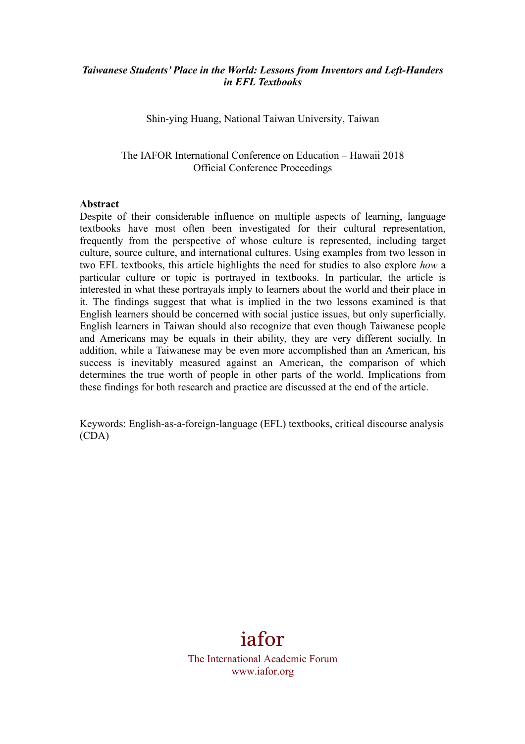***Taiwanese Students' Place in the World: Lessons from Inventors and Left-Handers in EFL Textbooks***

Shin-ying Huang, National Taiwan University, Taiwan

The IAFOR International Conference on Education – Hawaii 2018
Official Conference Proceedings

**Abstract**

Despite of their considerable influence on multiple aspects of learning, language textbooks have most often been investigated for their cultural representation, frequently from the perspective of whose culture is represented, including target culture, source culture, and international cultures. Using examples from two lesson in two EFL textbooks, this article highlights the need for studies to also explore *how* a particular culture or topic is portrayed in textbooks. In particular, the article is interested in what these portrayals imply to learners about the world and their place in it. The findings suggest that what is implied in the two lessons examined is that English learners should be concerned with social justice issues, but only superficially. English learners in Taiwan should also recognize that even though Taiwanese people and Americans may be equals in their ability, they are very different socially. In addition, while a Taiwanese may be even more accomplished than an American, his success is inevitably measured against an American, the comparison of which determines the true worth of people in other parts of the world. Implications from these findings for both research and practice are discussed at the end of the article.

Keywords: English-as-a-foreign-language (EFL) textbooks, critical discourse analysis (CDA)

iafor
The International Academic Forum
www.iafor.org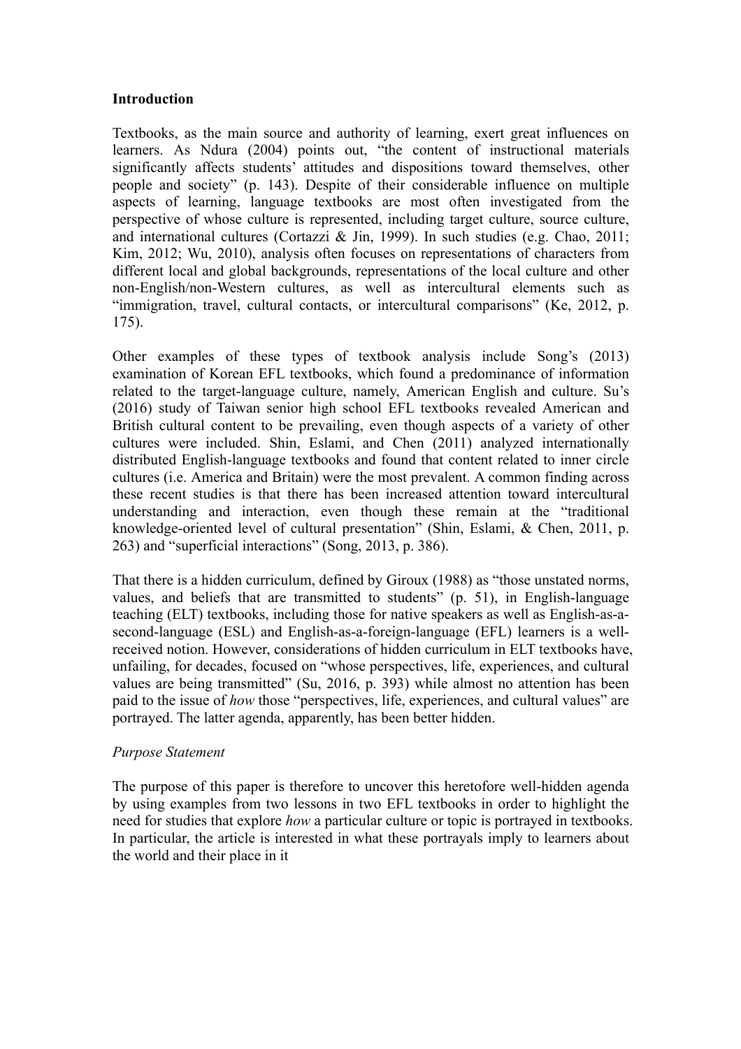## Introduction

Textbooks, as the main source and authority of learning, exert great influences on learners. As Ndura (2004) points out, "the content of instructional materials significantly affects students' attitudes and dispositions toward themselves, other people and society" (p. 143). Despite of their considerable influence on multiple aspects of learning, language textbooks are most often investigated from the perspective of whose culture is represented, including target culture, source culture, and international cultures (Cortazzi & Jin, 1999). In such studies (e.g. Chao, 2011; Kim, 2012; Wu, 2010), analysis often focuses on representations of characters from different local and global backgrounds, representations of the local culture and other non-English/non-Western cultures, as well as intercultural elements such as "immigration, travel, cultural contacts, or intercultural comparisons" (Ke, 2012, p. 175).

Other examples of these types of textbook analysis include Song's (2013) examination of Korean EFL textbooks, which found a predominance of information related to the target-language culture, namely, American English and culture. Su's (2016) study of Taiwan senior high school EFL textbooks revealed American and British cultural content to be prevailing, even though aspects of a variety of other cultures were included. Shin, Eslami, and Chen (2011) analyzed internationally distributed English-language textbooks and found that content related to inner circle cultures (i.e. America and Britain) were the most prevalent. A common finding across these recent studies is that there has been increased attention toward intercultural understanding and interaction, even though these remain at the "traditional knowledge-oriented level of cultural presentation" (Shin, Eslami, & Chen, 2011, p. 263) and "superficial interactions" (Song, 2013, p. 386).

That there is a hidden curriculum, defined by Giroux (1988) as "those unstated norms, values, and beliefs that are transmitted to students" (p. 51), in English-language teaching (ELT) textbooks, including those for native speakers as well as English-as-a-second-language (ESL) and English-as-a-foreign-language (EFL) learners is a well-received notion. However, considerations of hidden curriculum in ELT textbooks have, unfailing, for decades, focused on "whose perspectives, life, experiences, and cultural values are being transmitted" (Su, 2016, p. 393) while almost no attention has been paid to the issue of *how* those "perspectives, life, experiences, and cultural values" are portrayed. The latter agenda, apparently, has been better hidden.

### *Purpose Statement*

The purpose of this paper is therefore to uncover this heretofore well-hidden agenda by using examples from two lessons in two EFL textbooks in order to highlight the need for studies that explore *how* a particular culture or topic is portrayed in textbooks. In particular, the article is interested in what these portrayals imply to learners about the world and their place in it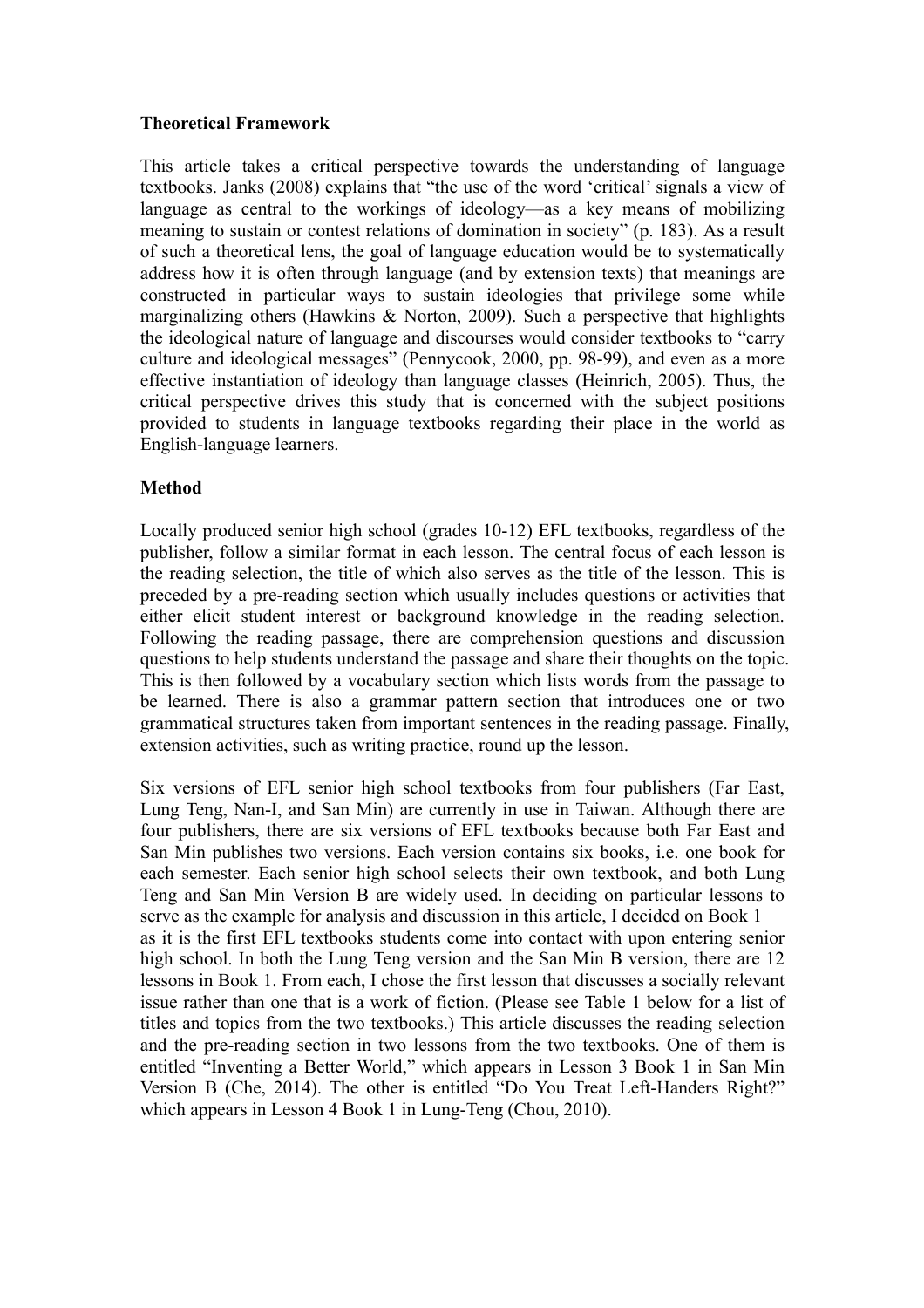**Theoretical Framework**

This article takes a critical perspective towards the understanding of language textbooks. Janks (2008) explains that "the use of the word 'critical' signals a view of language as central to the workings of ideology—as a key means of mobilizing meaning to sustain or contest relations of domination in society" (p. 183). As a result of such a theoretical lens, the goal of language education would be to systematically address how it is often through language (and by extension texts) that meanings are constructed in particular ways to sustain ideologies that privilege some while marginalizing others (Hawkins & Norton, 2009). Such a perspective that highlights the ideological nature of language and discourses would consider textbooks to "carry culture and ideological messages" (Pennycook, 2000, pp. 98-99), and even as a more effective instantiation of ideology than language classes (Heinrich, 2005). Thus, the critical perspective drives this study that is concerned with the subject positions provided to students in language textbooks regarding their place in the world as English-language learners.

**Method**

Locally produced senior high school (grades 10-12) EFL textbooks, regardless of the publisher, follow a similar format in each lesson. The central focus of each lesson is the reading selection, the title of which also serves as the title of the lesson. This is preceded by a pre-reading section which usually includes questions or activities that either elicit student interest or background knowledge in the reading selection. Following the reading passage, there are comprehension questions and discussion questions to help students understand the passage and share their thoughts on the topic. This is then followed by a vocabulary section which lists words from the passage to be learned. There is also a grammar pattern section that introduces one or two grammatical structures taken from important sentences in the reading passage. Finally, extension activities, such as writing practice, round up the lesson.

Six versions of EFL senior high school textbooks from four publishers (Far East, Lung Teng, Nan-I, and San Min) are currently in use in Taiwan. Although there are four publishers, there are six versions of EFL textbooks because both Far East and San Min publishes two versions. Each version contains six books, i.e. one book for each semester. Each senior high school selects their own textbook, and both Lung Teng and San Min Version B are widely used. In deciding on particular lessons to serve as the example for analysis and discussion in this article, I decided on Book 1 as it is the first EFL textbooks students come into contact with upon entering senior high school. In both the Lung Teng version and the San Min B version, there are 12 lessons in Book 1. From each, I chose the first lesson that discusses a socially relevant issue rather than one that is a work of fiction. (Please see Table 1 below for a list of titles and topics from the two textbooks.) This article discusses the reading selection and the pre-reading section in two lessons from the two textbooks. One of them is entitled "Inventing a Better World," which appears in Lesson 3 Book 1 in San Min Version B (Che, 2014). The other is entitled "Do You Treat Left-Handers Right?" which appears in Lesson 4 Book 1 in Lung-Teng (Chou, 2010).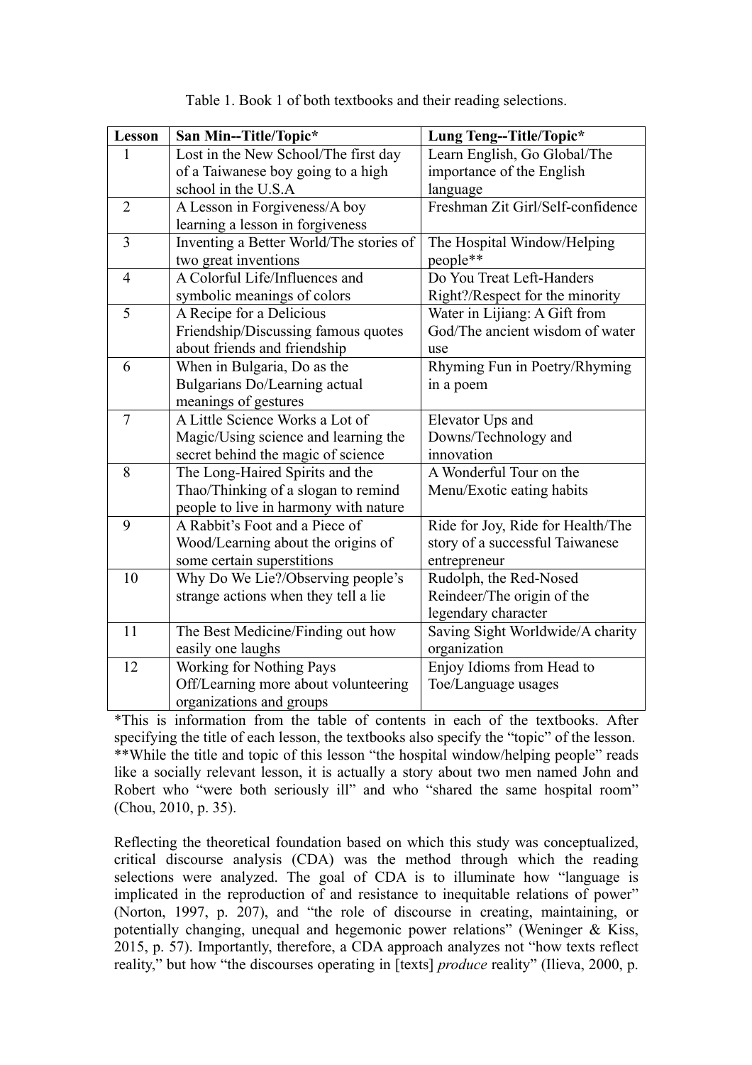Table 1. Book 1 of both textbooks and their reading selections.

| Lesson | San Min--Title/Topic* | Lung Teng--Title/Topic* |
|---|---|---|
| 1 | Lost in the New School/The first day of a Taiwanese boy going to a high school in the U.S.A | Learn English, Go Global/The importance of the English language |
| 2 | A Lesson in Forgiveness/A boy learning a lesson in forgiveness | Freshman Zit Girl/Self-confidence |
| 3 | Inventing a Better World/The stories of two great inventions | The Hospital Window/Helping people** |
| 4 | A Colorful Life/Influences and symbolic meanings of colors | Do You Treat Left-Handers Right?/Respect for the minority |
| 5 | A Recipe for a Delicious Friendship/Discussing famous quotes about friends and friendship | Water in Lijiang: A Gift from God/The ancient wisdom of water use |
| 6 | When in Bulgaria, Do as the Bulgarians Do/Learning actual meanings of gestures | Rhyming Fun in Poetry/Rhyming in a poem |
| 7 | A Little Science Works a Lot of Magic/Using science and learning the secret behind the magic of science | Elevator Ups and Downs/Technology and innovation |
| 8 | The Long-Haired Spirits and the Thao/Thinking of a slogan to remind people to live in harmony with nature | A Wonderful Tour on the Menu/Exotic eating habits |
| 9 | A Rabbit's Foot and a Piece of Wood/Learning about the origins of some certain superstitions | Ride for Joy, Ride for Health/The story of a successful Taiwanese entrepreneur |
| 10 | Why Do We Lie?/Observing people's strange actions when they tell a lie | Rudolph, the Red-Nosed Reindeer/The origin of the legendary character |
| 11 | The Best Medicine/Finding out how easily one laughs | Saving Sight Worldwide/A charity organization |
| 12 | Working for Nothing Pays Off/Learning more about volunteering organizations and groups | Enjoy Idioms from Head to Toe/Language usages |

*This is information from the table of contents in each of the textbooks. After specifying the title of each lesson, the textbooks also specify the "topic" of the lesson.
**While the title and topic of this lesson "the hospital window/helping people" reads like a socially relevant lesson, it is actually a story about two men named John and Robert who "were both seriously ill" and who "shared the same hospital room" (Chou, 2010, p. 35).

Reflecting the theoretical foundation based on which this study was conceptualized, critical discourse analysis (CDA) was the method through which the reading selections were analyzed. The goal of CDA is to illuminate how "language is implicated in the reproduction of and resistance to inequitable relations of power" (Norton, 1997, p. 207), and "the role of discourse in creating, maintaining, or potentially changing, unequal and hegemonic power relations" (Weninger & Kiss, 2015, p. 57). Importantly, therefore, a CDA approach analyzes not "how texts reflect reality," but how "the discourses operating in [texts] *produce* reality" (Ilieva, 2000, p.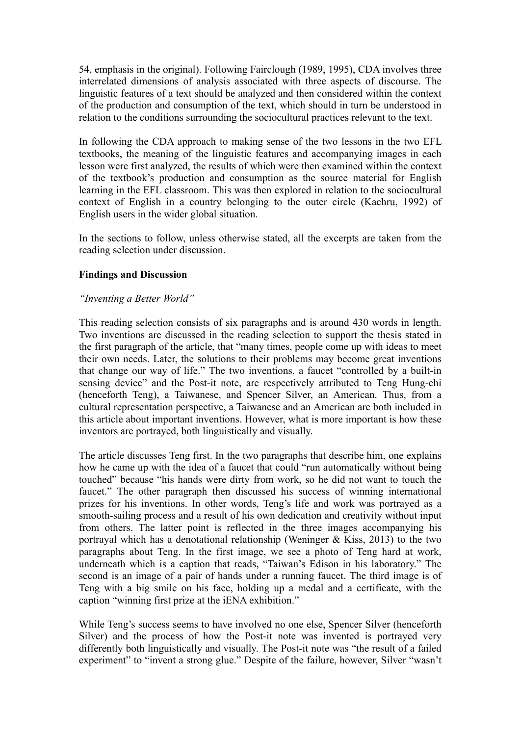54, emphasis in the original). Following Fairclough (1989, 1995), CDA involves three interrelated dimensions of analysis associated with three aspects of discourse. The linguistic features of a text should be analyzed and then considered within the context of the production and consumption of the text, which should in turn be understood in relation to the conditions surrounding the sociocultural practices relevant to the text.

In following the CDA approach to making sense of the two lessons in the two EFL textbooks, the meaning of the linguistic features and accompanying images in each lesson were first analyzed, the results of which were then examined within the context of the textbook's production and consumption as the source material for English learning in the EFL classroom. This was then explored in relation to the sociocultural context of English in a country belonging to the outer circle (Kachru, 1992) of English users in the wider global situation.

In the sections to follow, unless otherwise stated, all the excerpts are taken from the reading selection under discussion.

## Findings and Discussion

### *"Inventing a Better World"*

This reading selection consists of six paragraphs and is around 430 words in length. Two inventions are discussed in the reading selection to support the thesis stated in the first paragraph of the article, that "many times, people come up with ideas to meet their own needs. Later, the solutions to their problems may become great inventions that change our way of life." The two inventions, a faucet "controlled by a built-in sensing device" and the Post-it note, are respectively attributed to Teng Hung-chi (henceforth Teng), a Taiwanese, and Spencer Silver, an American. Thus, from a cultural representation perspective, a Taiwanese and an American are both included in this article about important inventions. However, what is more important is how these inventors are portrayed, both linguistically and visually.

The article discusses Teng first. In the two paragraphs that describe him, one explains how he came up with the idea of a faucet that could "run automatically without being touched" because "his hands were dirty from work, so he did not want to touch the faucet." The other paragraph then discussed his success of winning international prizes for his inventions. In other words, Teng's life and work was portrayed as a smooth-sailing process and a result of his own dedication and creativity without input from others. The latter point is reflected in the three images accompanying his portrayal which has a denotational relationship (Weninger & Kiss, 2013) to the two paragraphs about Teng. In the first image, we see a photo of Teng hard at work, underneath which is a caption that reads, "Taiwan's Edison in his laboratory." The second is an image of a pair of hands under a running faucet. The third image is of Teng with a big smile on his face, holding up a medal and a certificate, with the caption "winning first prize at the iENA exhibition."

While Teng's success seems to have involved no one else, Spencer Silver (henceforth Silver) and the process of how the Post-it note was invented is portrayed very differently both linguistically and visually. The Post-it note was "the result of a failed experiment" to "invent a strong glue." Despite of the failure, however, Silver "wasn't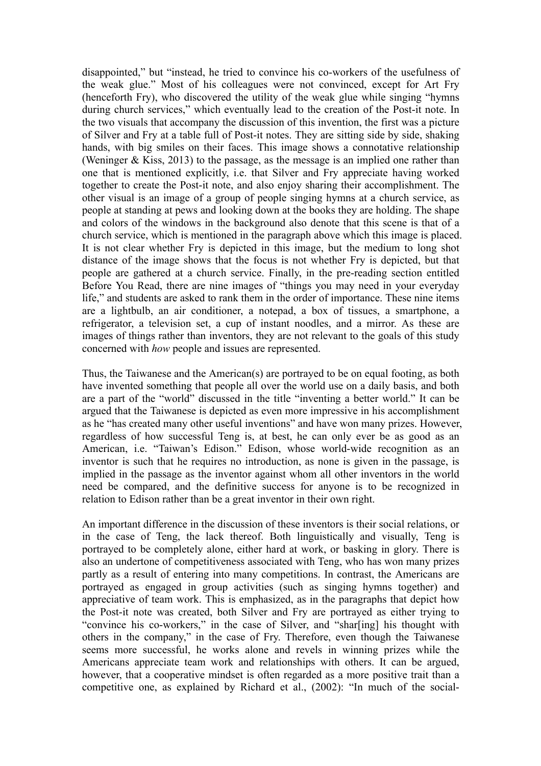disappointed," but "instead, he tried to convince his co-workers of the usefulness of the weak glue." Most of his colleagues were not convinced, except for Art Fry (henceforth Fry), who discovered the utility of the weak glue while singing "hymns during church services," which eventually lead to the creation of the Post-it note. In the two visuals that accompany the discussion of this invention, the first was a picture of Silver and Fry at a table full of Post-it notes. They are sitting side by side, shaking hands, with big smiles on their faces. This image shows a connotative relationship (Weninger & Kiss, 2013) to the passage, as the message is an implied one rather than one that is mentioned explicitly, i.e. that Silver and Fry appreciate having worked together to create the Post-it note, and also enjoy sharing their accomplishment. The other visual is an image of a group of people singing hymns at a church service, as people at standing at pews and looking down at the books they are holding. The shape and colors of the windows in the background also denote that this scene is that of a church service, which is mentioned in the paragraph above which this image is placed. It is not clear whether Fry is depicted in this image, but the medium to long shot distance of the image shows that the focus is not whether Fry is depicted, but that people are gathered at a church service. Finally, in the pre-reading section entitled Before You Read, there are nine images of "things you may need in your everyday life," and students are asked to rank them in the order of importance. These nine items are a lightbulb, an air conditioner, a notepad, a box of tissues, a smartphone, a refrigerator, a television set, a cup of instant noodles, and a mirror. As these are images of things rather than inventors, they are not relevant to the goals of this study concerned with *how* people and issues are represented.

Thus, the Taiwanese and the American(s) are portrayed to be on equal footing, as both have invented something that people all over the world use on a daily basis, and both are a part of the "world" discussed in the title "inventing a better world." It can be argued that the Taiwanese is depicted as even more impressive in his accomplishment as he "has created many other useful inventions" and have won many prizes. However, regardless of how successful Teng is, at best, he can only ever be as good as an American, i.e. "Taiwan's Edison." Edison, whose world-wide recognition as an inventor is such that he requires no introduction, as none is given in the passage, is implied in the passage as the inventor against whom all other inventors in the world need be compared, and the definitive success for anyone is to be recognized in relation to Edison rather than be a great inventor in their own right.

An important difference in the discussion of these inventors is their social relations, or in the case of Teng, the lack thereof. Both linguistically and visually, Teng is portrayed to be completely alone, either hard at work, or basking in glory. There is also an undertone of competitiveness associated with Teng, who has won many prizes partly as a result of entering into many competitions. In contrast, the Americans are portrayed as engaged in group activities (such as singing hymns together) and appreciative of team work. This is emphasized, as in the paragraphs that depict how the Post-it note was created, both Silver and Fry are portrayed as either trying to "convince his co-workers," in the case of Silver, and "shar[ing] his thought with others in the company," in the case of Fry. Therefore, even though the Taiwanese seems more successful, he works alone and revels in winning prizes while the Americans appreciate team work and relationships with others. It can be argued, however, that a cooperative mindset is often regarded as a more positive trait than a competitive one, as explained by Richard et al., (2002): "In much of the social-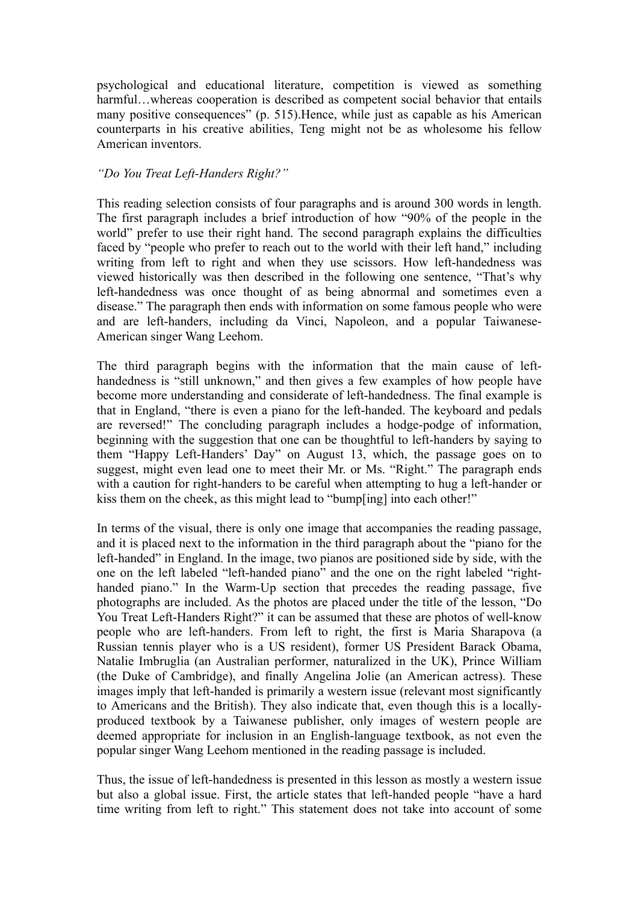psychological and educational literature, competition is viewed as something harmful…whereas cooperation is described as competent social behavior that entails many positive consequences" (p. 515).Hence, while just as capable as his American counterparts in his creative abilities, Teng might not be as wholesome his fellow American inventors.

*"Do You Treat Left-Handers Right?"*

This reading selection consists of four paragraphs and is around 300 words in length. The first paragraph includes a brief introduction of how "90% of the people in the world" prefer to use their right hand. The second paragraph explains the difficulties faced by "people who prefer to reach out to the world with their left hand," including writing from left to right and when they use scissors. How left-handedness was viewed historically was then described in the following one sentence, "That's why left-handedness was once thought of as being abnormal and sometimes even a disease." The paragraph then ends with information on some famous people who were and are left-handers, including da Vinci, Napoleon, and a popular Taiwanese-American singer Wang Leehom.

The third paragraph begins with the information that the main cause of left-handedness is "still unknown," and then gives a few examples of how people have become more understanding and considerate of left-handedness. The final example is that in England, "there is even a piano for the left-handed. The keyboard and pedals are reversed!" The concluding paragraph includes a hodge-podge of information, beginning with the suggestion that one can be thoughtful to left-handers by saying to them "Happy Left-Handers' Day" on August 13, which, the passage goes on to suggest, might even lead one to meet their Mr. or Ms. "Right." The paragraph ends with a caution for right-handers to be careful when attempting to hug a left-hander or kiss them on the cheek, as this might lead to "bump[ing] into each other!"

In terms of the visual, there is only one image that accompanies the reading passage, and it is placed next to the information in the third paragraph about the "piano for the left-handed" in England. In the image, two pianos are positioned side by side, with the one on the left labeled "left-handed piano" and the one on the right labeled "right-handed piano." In the Warm-Up section that precedes the reading passage, five photographs are included. As the photos are placed under the title of the lesson, "Do You Treat Left-Handers Right?" it can be assumed that these are photos of well-know people who are left-handers. From left to right, the first is Maria Sharapova (a Russian tennis player who is a US resident), former US President Barack Obama, Natalie Imbruglia (an Australian performer, naturalized in the UK), Prince William (the Duke of Cambridge), and finally Angelina Jolie (an American actress). These images imply that left-handed is primarily a western issue (relevant most significantly to Americans and the British). They also indicate that, even though this is a locally-produced textbook by a Taiwanese publisher, only images of western people are deemed appropriate for inclusion in an English-language textbook, as not even the popular singer Wang Leehom mentioned in the reading passage is included.

Thus, the issue of left-handedness is presented in this lesson as mostly a western issue but also a global issue. First, the article states that left-handed people "have a hard time writing from left to right." This statement does not take into account of some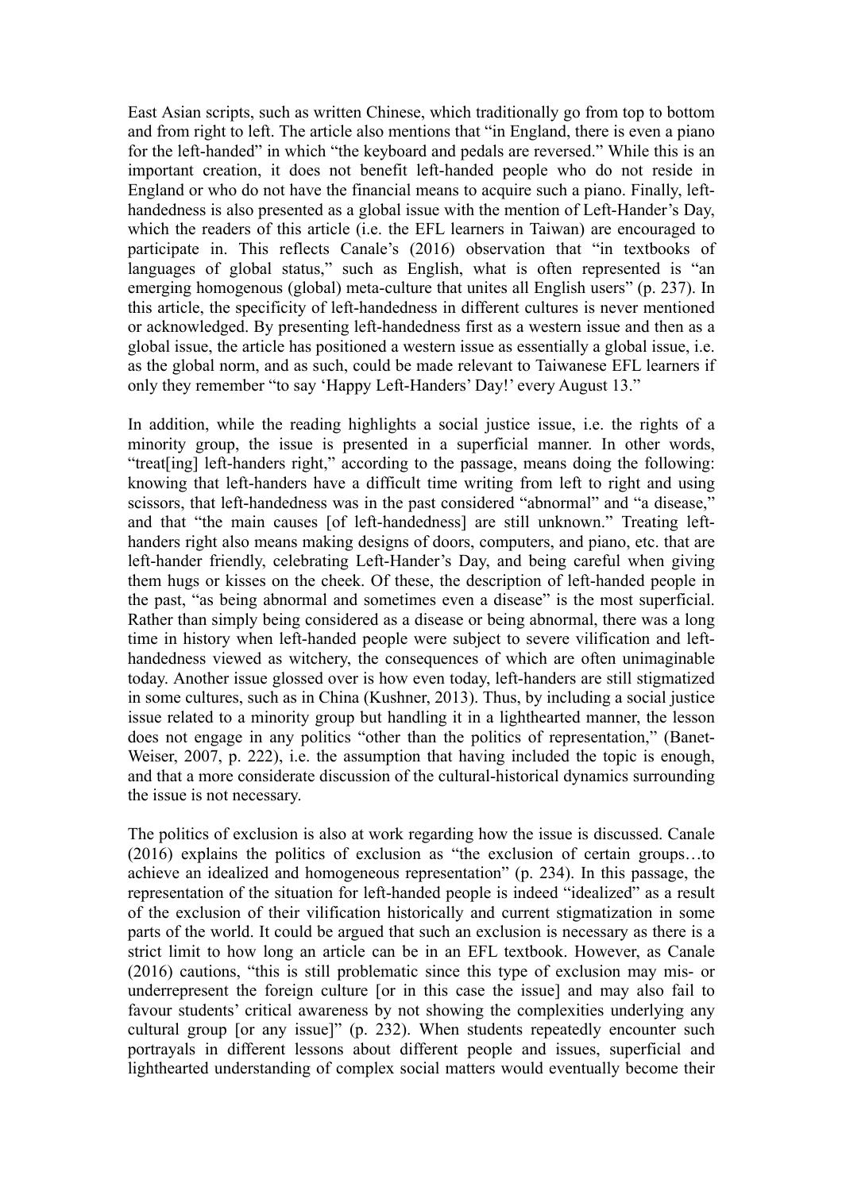East Asian scripts, such as written Chinese, which traditionally go from top to bottom and from right to left. The article also mentions that "in England, there is even a piano for the left-handed" in which "the keyboard and pedals are reversed." While this is an important creation, it does not benefit left-handed people who do not reside in England or who do not have the financial means to acquire such a piano. Finally, left-handedness is also presented as a global issue with the mention of Left-Hander's Day, which the readers of this article (i.e. the EFL learners in Taiwan) are encouraged to participate in. This reflects Canale's (2016) observation that "in textbooks of languages of global status," such as English, what is often represented is "an emerging homogenous (global) meta-culture that unites all English users" (p. 237). In this article, the specificity of left-handedness in different cultures is never mentioned or acknowledged. By presenting left-handedness first as a western issue and then as a global issue, the article has positioned a western issue as essentially a global issue, i.e. as the global norm, and as such, could be made relevant to Taiwanese EFL learners if only they remember "to say 'Happy Left-Handers' Day!' every August 13."

In addition, while the reading highlights a social justice issue, i.e. the rights of a minority group, the issue is presented in a superficial manner. In other words, "treat[ing] left-handers right," according to the passage, means doing the following: knowing that left-handers have a difficult time writing from left to right and using scissors, that left-handedness was in the past considered "abnormal" and "a disease," and that "the main causes [of left-handedness] are still unknown." Treating left-handers right also means making designs of doors, computers, and piano, etc. that are left-hander friendly, celebrating Left-Hander's Day, and being careful when giving them hugs or kisses on the cheek. Of these, the description of left-handed people in the past, "as being abnormal and sometimes even a disease" is the most superficial. Rather than simply being considered as a disease or being abnormal, there was a long time in history when left-handed people were subject to severe vilification and left-handedness viewed as witchery, the consequences of which are often unimaginable today. Another issue glossed over is how even today, left-handers are still stigmatized in some cultures, such as in China (Kushner, 2013). Thus, by including a social justice issue related to a minority group but handling it in a lighthearted manner, the lesson does not engage in any politics "other than the politics of representation," (Banet-Weiser, 2007, p. 222), i.e. the assumption that having included the topic is enough, and that a more considerate discussion of the cultural-historical dynamics surrounding the issue is not necessary.

The politics of exclusion is also at work regarding how the issue is discussed. Canale (2016) explains the politics of exclusion as "the exclusion of certain groups…to achieve an idealized and homogeneous representation" (p. 234). In this passage, the representation of the situation for left-handed people is indeed "idealized" as a result of the exclusion of their vilification historically and current stigmatization in some parts of the world. It could be argued that such an exclusion is necessary as there is a strict limit to how long an article can be in an EFL textbook. However, as Canale (2016) cautions, "this is still problematic since this type of exclusion may mis- or underrepresent the foreign culture [or in this case the issue] and may also fail to favour students' critical awareness by not showing the complexities underlying any cultural group [or any issue]" (p. 232). When students repeatedly encounter such portrayals in different lessons about different people and issues, superficial and lighthearted understanding of complex social matters would eventually become their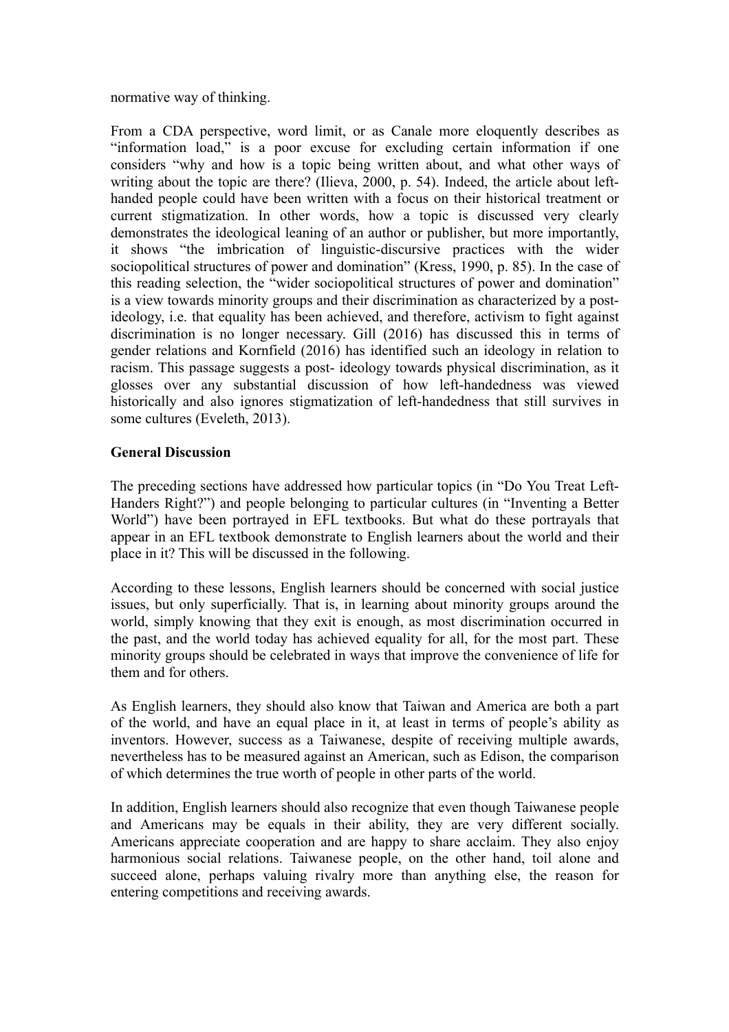normative way of thinking.

From a CDA perspective, word limit, or as Canale more eloquently describes as "information load," is a poor excuse for excluding certain information if one considers "why and how is a topic being written about, and what other ways of writing about the topic are there? (Ilieva, 2000, p. 54). Indeed, the article about left-handed people could have been written with a focus on their historical treatment or current stigmatization. In other words, how a topic is discussed very clearly demonstrates the ideological leaning of an author or publisher, but more importantly, it shows "the imbrication of linguistic-discursive practices with the wider sociopolitical structures of power and domination" (Kress, 1990, p. 85). In the case of this reading selection, the "wider sociopolitical structures of power and domination" is a view towards minority groups and their discrimination as characterized by a post-ideology, i.e. that equality has been achieved, and therefore, activism to fight against discrimination is no longer necessary. Gill (2016) has discussed this in terms of gender relations and Kornfield (2016) has identified such an ideology in relation to racism. This passage suggests a post- ideology towards physical discrimination, as it glosses over any substantial discussion of how left-handedness was viewed historically and also ignores stigmatization of left-handedness that still survives in some cultures (Eveleth, 2013).

**General Discussion**

The preceding sections have addressed how particular topics (in "Do You Treat Left-Handers Right?") and people belonging to particular cultures (in "Inventing a Better World") have been portrayed in EFL textbooks. But what do these portrayals that appear in an EFL textbook demonstrate to English learners about the world and their place in it? This will be discussed in the following.

According to these lessons, English learners should be concerned with social justice issues, but only superficially. That is, in learning about minority groups around the world, simply knowing that they exit is enough, as most discrimination occurred in the past, and the world today has achieved equality for all, for the most part. These minority groups should be celebrated in ways that improve the convenience of life for them and for others.

As English learners, they should also know that Taiwan and America are both a part of the world, and have an equal place in it, at least in terms of people's ability as inventors. However, success as a Taiwanese, despite of receiving multiple awards, nevertheless has to be measured against an American, such as Edison, the comparison of which determines the true worth of people in other parts of the world.

In addition, English learners should also recognize that even though Taiwanese people and Americans may be equals in their ability, they are very different socially. Americans appreciate cooperation and are happy to share acclaim. They also enjoy harmonious social relations. Taiwanese people, on the other hand, toil alone and succeed alone, perhaps valuing rivalry more than anything else, the reason for entering competitions and receiving awards.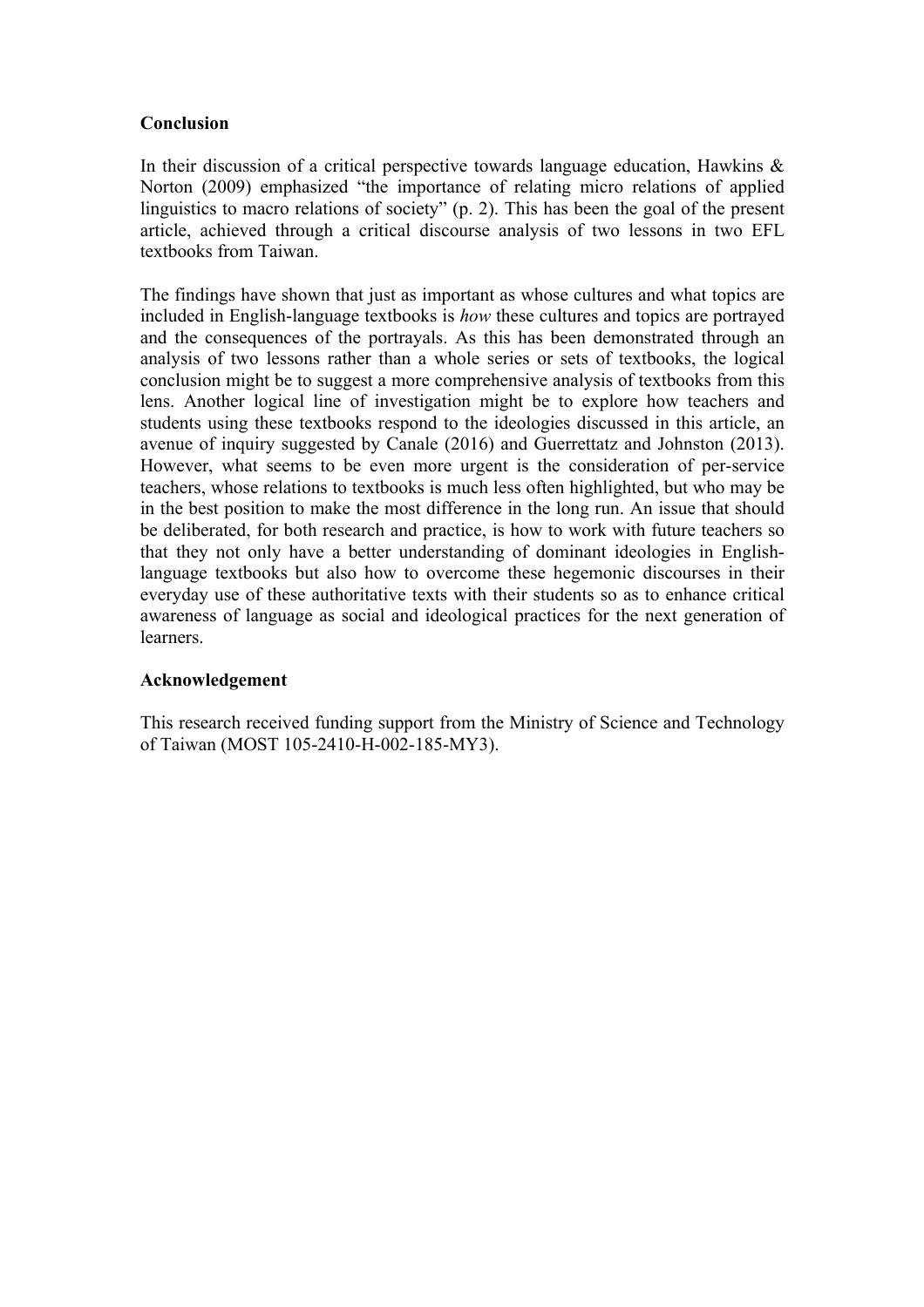**Conclusion**

In their discussion of a critical perspective towards language education, Hawkins & Norton (2009) emphasized “the importance of relating micro relations of applied linguistics to macro relations of society” (p. 2). This has been the goal of the present article, achieved through a critical discourse analysis of two lessons in two EFL textbooks from Taiwan.

The findings have shown that just as important as whose cultures and what topics are included in English-language textbooks is *how* these cultures and topics are portrayed and the consequences of the portrayals. As this has been demonstrated through an analysis of two lessons rather than a whole series or sets of textbooks, the logical conclusion might be to suggest a more comprehensive analysis of textbooks from this lens. Another logical line of investigation might be to explore how teachers and students using these textbooks respond to the ideologies discussed in this article, an avenue of inquiry suggested by Canale (2016) and Guerrettatz and Johnston (2013). However, what seems to be even more urgent is the consideration of per-service teachers, whose relations to textbooks is much less often highlighted, but who may be in the best position to make the most difference in the long run. An issue that should be deliberated, for both research and practice, is how to work with future teachers so that they not only have a better understanding of dominant ideologies in English-language textbooks but also how to overcome these hegemonic discourses in their everyday use of these authoritative texts with their students so as to enhance critical awareness of language as social and ideological practices for the next generation of learners.

**Acknowledgement**

This research received funding support from the Ministry of Science and Technology of Taiwan (MOST 105-2410-H-002-185-MY3).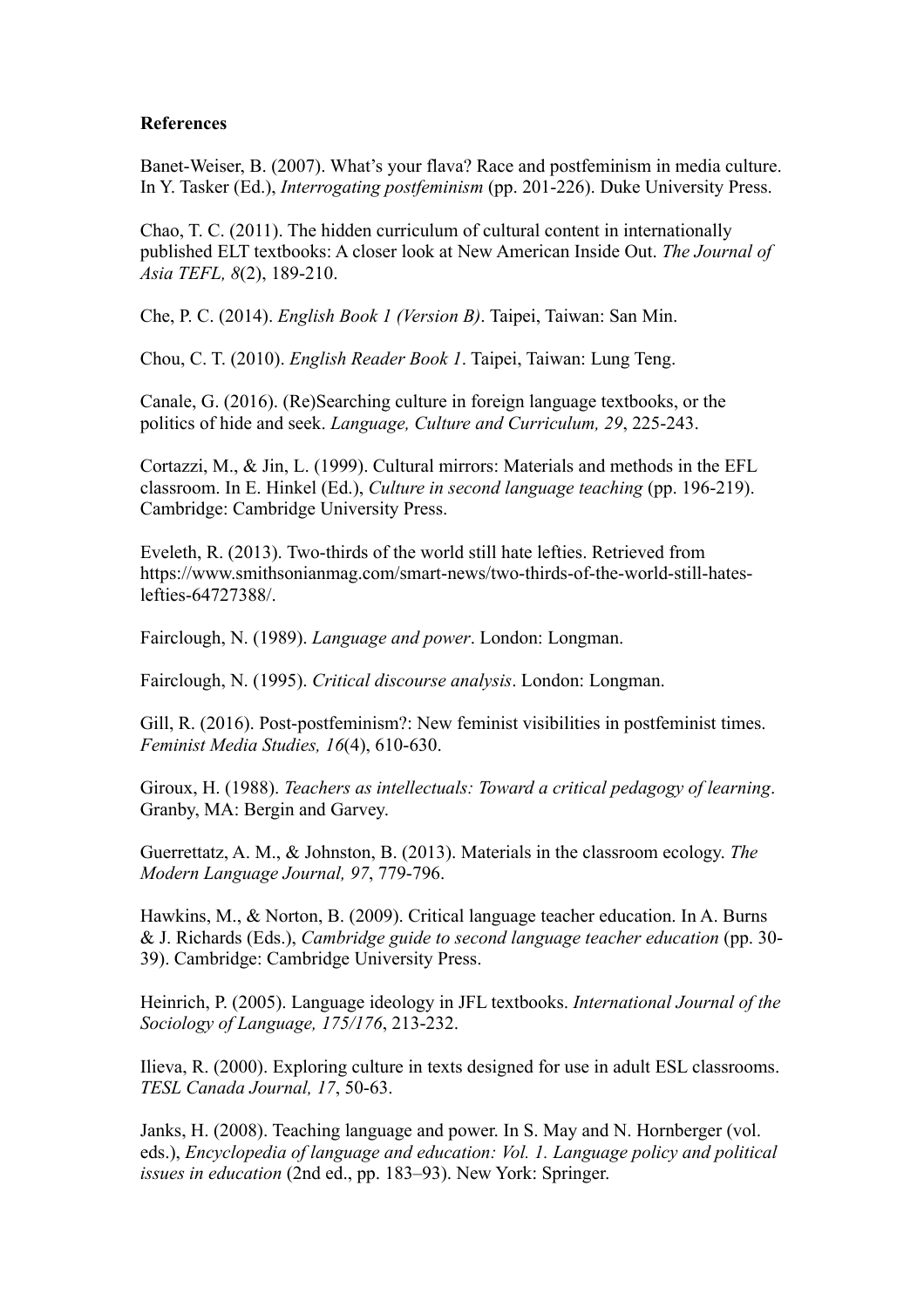**References**

Banet-Weiser, B. (2007). What's your flava? Race and postfeminism in media culture. In Y. Tasker (Ed.), *Interrogating postfeminism* (pp. 201-226). Duke University Press.

Chao, T. C. (2011). The hidden curriculum of cultural content in internationally published ELT textbooks: A closer look at New American Inside Out. *The Journal of Asia TEFL, 8*(2), 189-210.

Che, P. C. (2014). *English Book 1 (Version B)*. Taipei, Taiwan: San Min.

Chou, C. T. (2010). *English Reader Book 1*. Taipei, Taiwan: Lung Teng.

Canale, G. (2016). (Re)Searching culture in foreign language textbooks, or the politics of hide and seek. *Language, Culture and Curriculum, 29*, 225-243.

Cortazzi, M., & Jin, L. (1999). Cultural mirrors: Materials and methods in the EFL classroom. In E. Hinkel (Ed.), *Culture in second language teaching* (pp. 196-219). Cambridge: Cambridge University Press.

Eveleth, R. (2013). Two-thirds of the world still hate lefties. Retrieved from https://www.smithsonianmag.com/smart-news/two-thirds-of-the-world-still-hates-lefties-64727388/.

Fairclough, N. (1989). *Language and power*. London: Longman.

Fairclough, N. (1995). *Critical discourse analysis*. London: Longman.

Gill, R. (2016). Post-postfeminism?: New feminist visibilities in postfeminist times. *Feminist Media Studies, 16*(4), 610-630.

Giroux, H. (1988). *Teachers as intellectuals: Toward a critical pedagogy of learning*. Granby, MA: Bergin and Garvey.

Guerrettatz, A. M., & Johnston, B. (2013). Materials in the classroom ecology. *The Modern Language Journal, 97*, 779-796.

Hawkins, M., & Norton, B. (2009). Critical language teacher education. In A. Burns & J. Richards (Eds.), *Cambridge guide to second language teacher education* (pp. 30-39). Cambridge: Cambridge University Press.

Heinrich, P. (2005). Language ideology in JFL textbooks. *International Journal of the Sociology of Language, 175/176*, 213-232.

Ilieva, R. (2000). Exploring culture in texts designed for use in adult ESL classrooms. *TESL Canada Journal, 17*, 50-63.

Janks, H. (2008). Teaching language and power. In S. May and N. Hornberger (vol. eds.), *Encyclopedia of language and education: Vol. 1. Language policy and political issues in education* (2nd ed., pp. 183–93). New York: Springer.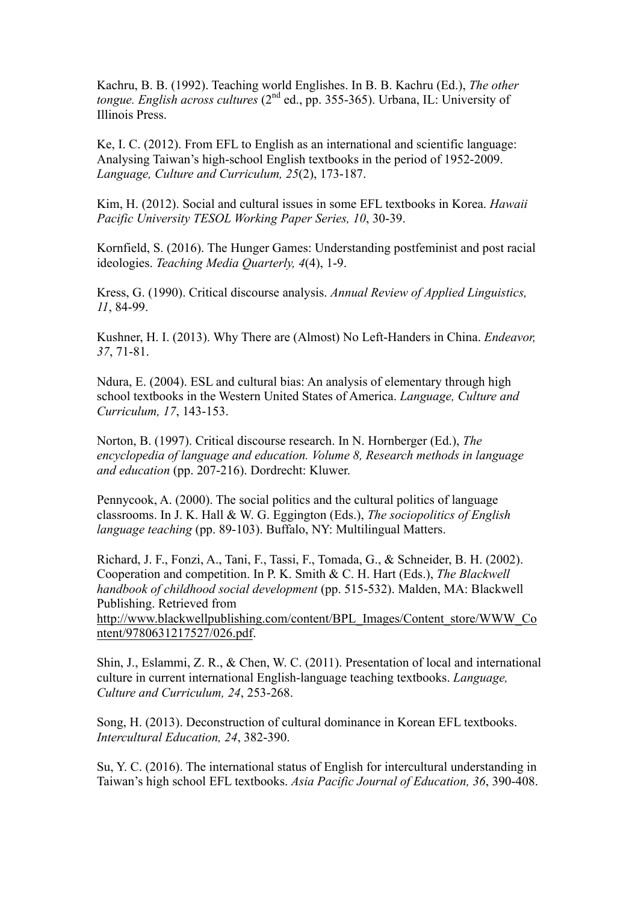Kachru, B. B. (1992). Teaching world Englishes. In B. B. Kachru (Ed.), *The other tongue. English across cultures* (2nd ed., pp. 355-365). Urbana, IL: University of Illinois Press.

Ke, I. C. (2012). From EFL to English as an international and scientific language: Analysing Taiwan's high-school English textbooks in the period of 1952-2009. *Language, Culture and Curriculum, 25*(2), 173-187.

Kim, H. (2012). Social and cultural issues in some EFL textbooks in Korea. *Hawaii Pacific University TESOL Working Paper Series, 10*, 30-39.

Kornfield, S. (2016). The Hunger Games: Understanding postfeminist and post racial ideologies. *Teaching Media Quarterly, 4*(4), 1-9.

Kress, G. (1990). Critical discourse analysis. *Annual Review of Applied Linguistics, 11*, 84-99.

Kushner, H. I. (2013). Why There are (Almost) No Left-Handers in China. *Endeavor, 37*, 71-81.

Ndura, E. (2004). ESL and cultural bias: An analysis of elementary through high school textbooks in the Western United States of America. *Language, Culture and Curriculum, 17*, 143-153.

Norton, B. (1997). Critical discourse research. In N. Hornberger (Ed.), *The encyclopedia of language and education. Volume 8, Research methods in language and education* (pp. 207-216). Dordrecht: Kluwer.

Pennycook, A. (2000). The social politics and the cultural politics of language classrooms. In J. K. Hall & W. G. Eggington (Eds.), *The sociopolitics of English language teaching* (pp. 89-103). Buffalo, NY: Multilingual Matters.

Richard, J. F., Fonzi, A., Tani, F., Tassi, F., Tomada, G., & Schneider, B. H. (2002). Cooperation and competition. In P. K. Smith & C. H. Hart (Eds.), *The Blackwell handbook of childhood social development* (pp. 515-532). Malden, MA: Blackwell Publishing. Retrieved from http://www.blackwellpublishing.com/content/BPL_Images/Content_store/WWW_Content/9780631217527/026.pdf.

Shin, J., Eslammi, Z. R., & Chen, W. C. (2011). Presentation of local and international culture in current international English-language teaching textbooks. *Language, Culture and Curriculum, 24*, 253-268.

Song, H. (2013). Deconstruction of cultural dominance in Korean EFL textbooks. *Intercultural Education, 24*, 382-390.

Su, Y. C. (2016). The international status of English for intercultural understanding in Taiwan's high school EFL textbooks. *Asia Pacific Journal of Education, 36*, 390-408.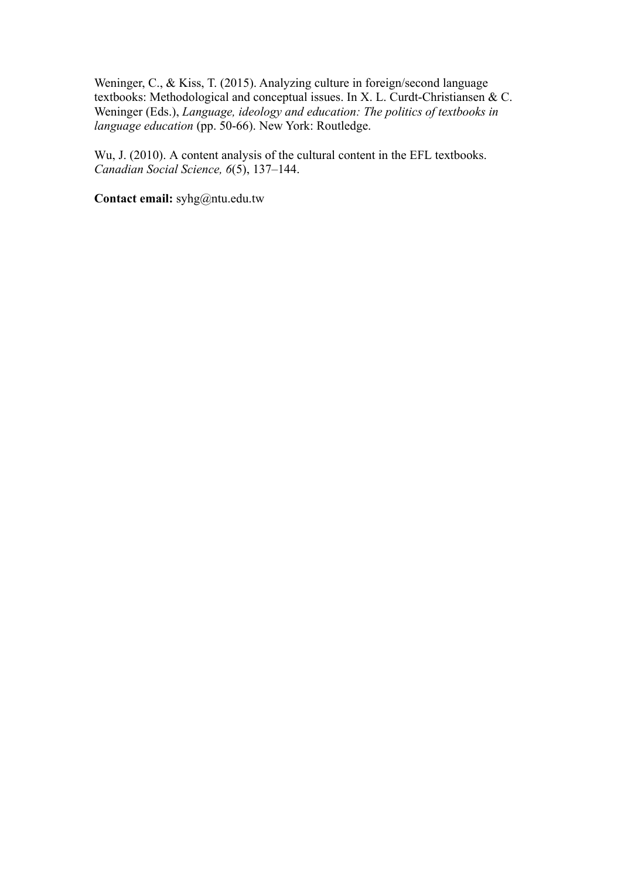Weninger, C., & Kiss, T. (2015). Analyzing culture in foreign/second language textbooks: Methodological and conceptual issues. In X. L. Curdt-Christiansen & C. Weninger (Eds.), *Language, ideology and education: The politics of textbooks in language education* (pp. 50-66). New York: Routledge.

Wu, J. (2010). A content analysis of the cultural content in the EFL textbooks. *Canadian Social Science, 6*(5), 137–144.

**Contact email:** syhg@ntu.edu.tw